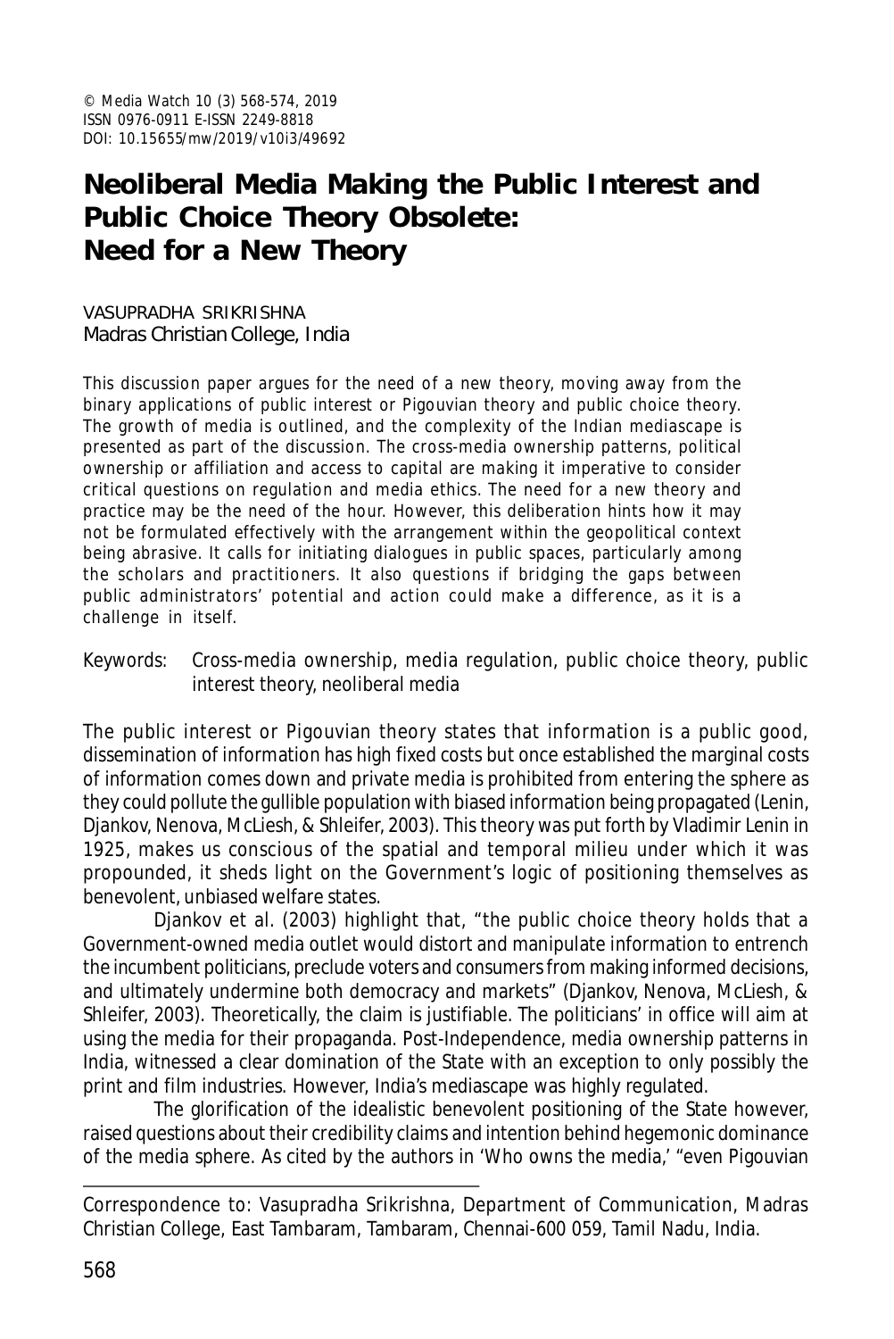© Media Watch 10 (3) 568-574, 2019
ISSN 0976-0911 E-ISSN 2249-8818
DOI: 10.15655/mw/2019/v10i3/49692

# Neoliberal Media Making the Public Interest and Public Choice Theory Obsolete: Need for a New Theory

VASUPRADHA SRIKRISHNA
Madras Christian College, India

This discussion paper argues for the need of a new theory, moving away from the binary applications of public interest or Pigouvian theory and public choice theory. The growth of media is outlined, and the complexity of the Indian mediascape is presented as part of the discussion. The cross-media ownership patterns, political ownership or affiliation and access to capital are making it imperative to consider critical questions on regulation and media ethics. The need for a new theory and practice may be the need of the hour. However, this deliberation hints how it may not be formulated effectively with the arrangement within the geopolitical context being abrasive. It calls for initiating dialogues in public spaces, particularly among the scholars and practitioners. It also questions if bridging the gaps between public administrators' potential and action could make a difference, as it is a challenge in itself.

Keywords: Cross-media ownership, media regulation, public choice theory, public interest theory, neoliberal media

The public interest or Pigouvian theory states that information is a public good, dissemination of information has high fixed costs but once established the marginal costs of information comes down and private media is prohibited from entering the sphere as they could pollute the gullible population with biased information being propagated (Lenin, Djankov, Nenova, McLiesh, & Shleifer, 2003). This theory was put forth by Vladimir Lenin in 1925, makes us conscious of the spatial and temporal milieu under which it was propounded, it sheds light on the Government's logic of positioning themselves as benevolent, unbiased welfare states.

Djankov et al. (2003) highlight that, "the public choice theory holds that a Government-owned media outlet would distort and manipulate information to entrench the incumbent politicians, preclude voters and consumers from making informed decisions, and ultimately undermine both democracy and markets" (Djankov, Nenova, McLiesh, & Shleifer, 2003). Theoretically, the claim is justifiable. The politicians' in office will aim at using the media for their propaganda. Post-Independence, media ownership patterns in India, witnessed a clear domination of the State with an exception to only possibly the print and film industries. However, India's mediascape was highly regulated.

The glorification of the idealistic benevolent positioning of the State however, raised questions about their credibility claims and intention behind hegemonic dominance of the media sphere. As cited by the authors in 'Who owns the media,' "even Pigouvian

---

Correspondence to: Vasupradha Srikrishna, Department of Communication, Madras Christian College, East Tambaram, Tambaram, Chennai-600 059, Tamil Nadu, India.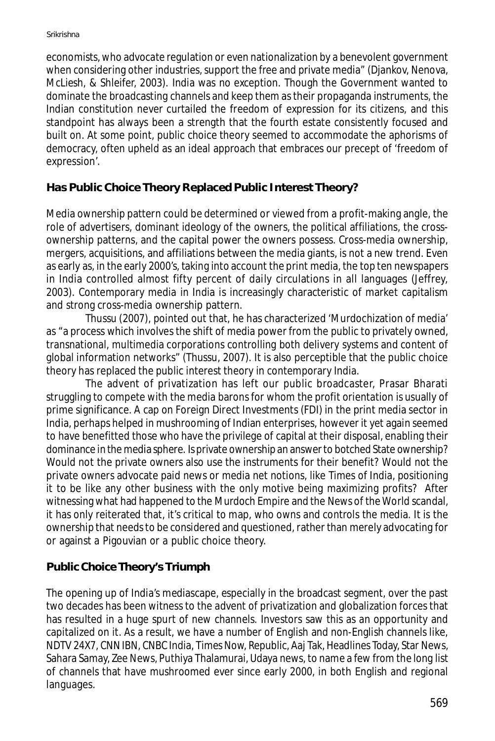economists, who advocate regulation or even nationalization by a benevolent government when considering other industries, support the free and private media" (Djankov, Nenova, McLiesh, & Shleifer, 2003). India was no exception. Though the Government wanted to dominate the broadcasting channels and keep them as their propaganda instruments, the Indian constitution never curtailed the freedom of expression for its citizens, and this standpoint has always been a strength that the fourth estate consistently focused and built on. At some point, public choice theory seemed to accommodate the aphorisms of democracy, often upheld as an ideal approach that embraces our precept of 'freedom of expression'.

## Has Public Choice Theory Replaced Public Interest Theory?

Media ownership pattern could be determined or viewed from a profit-making angle, the role of advertisers, dominant ideology of the owners, the political affiliations, the cross-ownership patterns, and the capital power the owners possess. Cross-media ownership, mergers, acquisitions, and affiliations between the media giants, is not a new trend. Even as early as, in the early 2000's, taking into account the print media, the top ten newspapers in India controlled almost fifty percent of daily circulations in all languages (Jeffrey, 2003). Contemporary media in India is increasingly characteristic of market capitalism and strong cross-media ownership pattern.

Thussu (2007), pointed out that, he has characterized 'Murdochization of media' as "a process which involves the shift of media power from the public to privately owned, transnational, multimedia corporations controlling both delivery systems and content of global information networks" (Thussu, 2007). It is also perceptible that the public choice theory has replaced the public interest theory in contemporary India.

The advent of privatization has left our public broadcaster, Prasar Bharati struggling to compete with the media barons for whom the profit orientation is usually of prime significance. A cap on Foreign Direct Investments (FDI) in the print media sector in India, perhaps helped in mushrooming of Indian enterprises, however it yet again seemed to have benefitted those who have the privilege of capital at their disposal, enabling their dominance in the media sphere. Is private ownership an answer to botched State ownership? Would not the private owners also use the instruments for their benefit? Would not the private owners advocate paid news or media net notions, like Times of India, positioning it to be like any other business with the only motive being maximizing profits? After witnessing what had happened to the Murdoch Empire and the News of the World scandal, it has only reiterated that, it's critical to map, who owns and controls the media. It is the ownership that needs to be considered and questioned, rather than merely advocating for or against a Pigouvian or a public choice theory.

## Public Choice Theory's Triumph

The opening up of India's mediascape, especially in the broadcast segment, over the past two decades has been witness to the advent of privatization and globalization forces that has resulted in a huge spurt of new channels. Investors saw this as an opportunity and capitalized on it. As a result, we have a number of English and non-English channels like, NDTV 24X7, CNN IBN, CNBC India, Times Now, Republic, Aaj Tak, Headlines Today, Star News, Sahara Samay, Zee News, Puthiya Thalamurai, Udaya news, to name a few from the long list of channels that have mushroomed ever since early 2000, in both English and regional languages.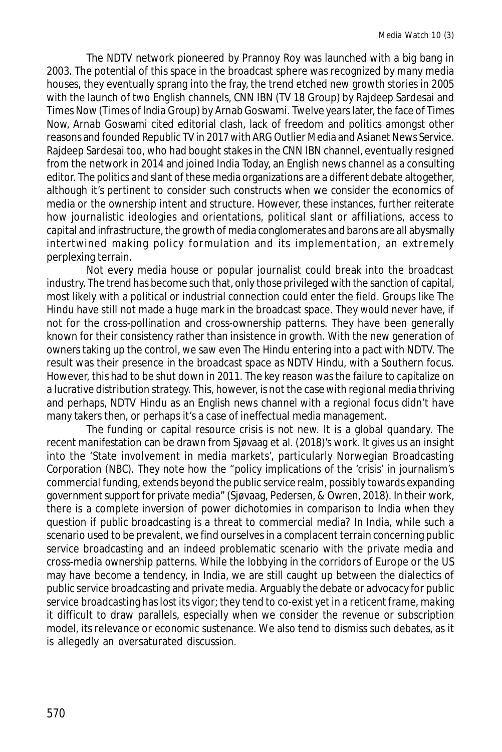The NDTV network pioneered by Prannoy Roy was launched with a big bang in 2003. The potential of this space in the broadcast sphere was recognized by many media houses, they eventually sprang into the fray, the trend etched new growth stories in 2005 with the launch of two English channels, CNN IBN (TV 18 Group) by Rajdeep Sardesai and Times Now (Times of India Group) by Arnab Goswami. Twelve years later, the face of Times Now, Arnab Goswami cited editorial clash, lack of freedom and politics amongst other reasons and founded Republic TV in 2017 with ARG Outlier Media and Asianet News Service. Rajdeep Sardesai too, who had bought stakes in the CNN IBN channel, eventually resigned from the network in 2014 and joined India Today, an English news channel as a consulting editor. The politics and slant of these media organizations are a different debate altogether, although it's pertinent to consider such constructs when we consider the economics of media or the ownership intent and structure. However, these instances, further reiterate how journalistic ideologies and orientations, political slant or affiliations, access to capital and infrastructure, the growth of media conglomerates and barons are all abysmally intertwined making policy formulation and its implementation, an extremely perplexing terrain.

Not every media house or popular journalist could break into the broadcast industry. The trend has become such that, only those privileged with the sanction of capital, most likely with a political or industrial connection could enter the field. Groups like The Hindu have still not made a huge mark in the broadcast space. They would never have, if not for the cross-pollination and cross-ownership patterns. They have been generally known for their consistency rather than insistence in growth. With the new generation of owners taking up the control, we saw even The Hindu entering into a pact with NDTV. The result was their presence in the broadcast space as NDTV Hindu, with a Southern focus. However, this had to be shut down in 2011. The key reason was the failure to capitalize on a lucrative distribution strategy. This, however, is not the case with regional media thriving and perhaps, NDTV Hindu as an English news channel with a regional focus didn't have many takers then, or perhaps it's a case of ineffectual media management.

The funding or capital resource crisis is not new. It is a global quandary. The recent manifestation can be drawn from Sjøvaag et al. (2018)'s work. It gives us an insight into the 'State involvement in media markets', particularly Norwegian Broadcasting Corporation (NBC). They note how the "policy implications of the 'crisis' in journalism's commercial funding, extends beyond the public service realm, possibly towards expanding government support for private media" (Sjøvaag, Pedersen, & Owren, 2018). In their work, there is a complete inversion of power dichotomies in comparison to India when they question if public broadcasting is a threat to commercial media? In India, while such a scenario used to be prevalent, we find ourselves in a complacent terrain concerning public service broadcasting and an indeed problematic scenario with the private media and cross-media ownership patterns. While the lobbying in the corridors of Europe or the US may have become a tendency, in India, we are still caught up between the dialectics of public service broadcasting and private media. Arguably the debate or advocacy for public service broadcasting has lost its vigor; they tend to co-exist yet in a reticent frame, making it difficult to draw parallels, especially when we consider the revenue or subscription model, its relevance or economic sustenance. We also tend to dismiss such debates, as it is allegedly an oversaturated discussion.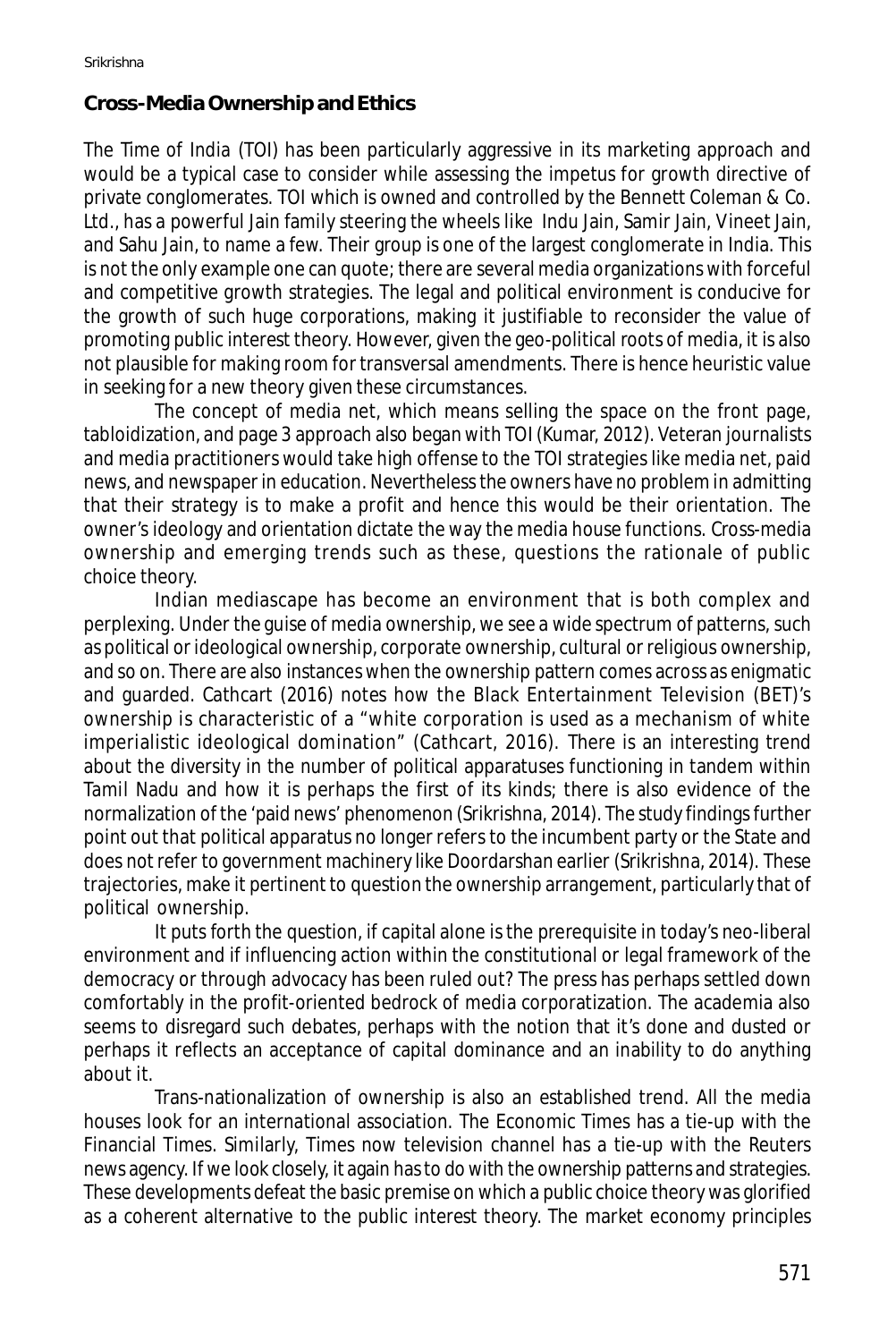**Cross-Media Ownership and Ethics**

The Time of India (TOI) has been particularly aggressive in its marketing approach and would be a typical case to consider while assessing the impetus for growth directive of private conglomerates. TOI which is owned and controlled by the Bennett Coleman & Co. Ltd., has a powerful Jain family steering the wheels like Indu Jain, Samir Jain, Vineet Jain, and Sahu Jain, to name a few. Their group is one of the largest conglomerate in India. This is not the only example one can quote; there are several media organizations with forceful and competitive growth strategies. The legal and political environment is conducive for the growth of such huge corporations, making it justifiable to reconsider the value of promoting public interest theory. However, given the geo-political roots of media, it is also not plausible for making room for transversal amendments. There is hence heuristic value in seeking for a new theory given these circumstances.

The concept of media net, which means selling the space on the front page, tabloidization, and page 3 approach also began with TOI (Kumar, 2012). Veteran journalists and media practitioners would take high offense to the TOI strategies like media net, paid news, and newspaper in education. Nevertheless the owners have no problem in admitting that their strategy is to make a profit and hence this would be their orientation. The owner's ideology and orientation dictate the way the media house functions. Cross-media ownership and emerging trends such as these, questions the rationale of public choice theory.

Indian mediascape has become an environment that is both complex and perplexing. Under the guise of media ownership, we see a wide spectrum of patterns, such as political or ideological ownership, corporate ownership, cultural or religious ownership, and so on. There are also instances when the ownership pattern comes across as enigmatic and guarded. Cathcart (2016) notes how the Black Entertainment Television (BET)'s ownership is characteristic of a "white corporation is used as a mechanism of white imperialistic ideological domination" (Cathcart, 2016). There is an interesting trend about the diversity in the number of political apparatuses functioning in tandem within Tamil Nadu and how it is perhaps the first of its kinds; there is also evidence of the normalization of the 'paid news' phenomenon (Srikrishna, 2014). The study findings further point out that political apparatus no longer refers to the incumbent party or the State and does not refer to government machinery like Doordarshan earlier (Srikrishna, 2014). These trajectories, make it pertinent to question the ownership arrangement, particularly that of political ownership.

It puts forth the question, if capital alone is the prerequisite in today's neo-liberal environment and if influencing action within the constitutional or legal framework of the democracy or through advocacy has been ruled out? The press has perhaps settled down comfortably in the profit-oriented bedrock of media corporatization. The academia also seems to disregard such debates, perhaps with the notion that it's done and dusted or perhaps it reflects an acceptance of capital dominance and an inability to do anything about it.

Trans-nationalization of ownership is also an established trend. All the media houses look for an international association. The Economic Times has a tie-up with the Financial Times. Similarly, Times now television channel has a tie-up with the Reuters news agency. If we look closely, it again has to do with the ownership patterns and strategies. These developments defeat the basic premise on which a public choice theory was glorified as a coherent alternative to the public interest theory. The market economy principles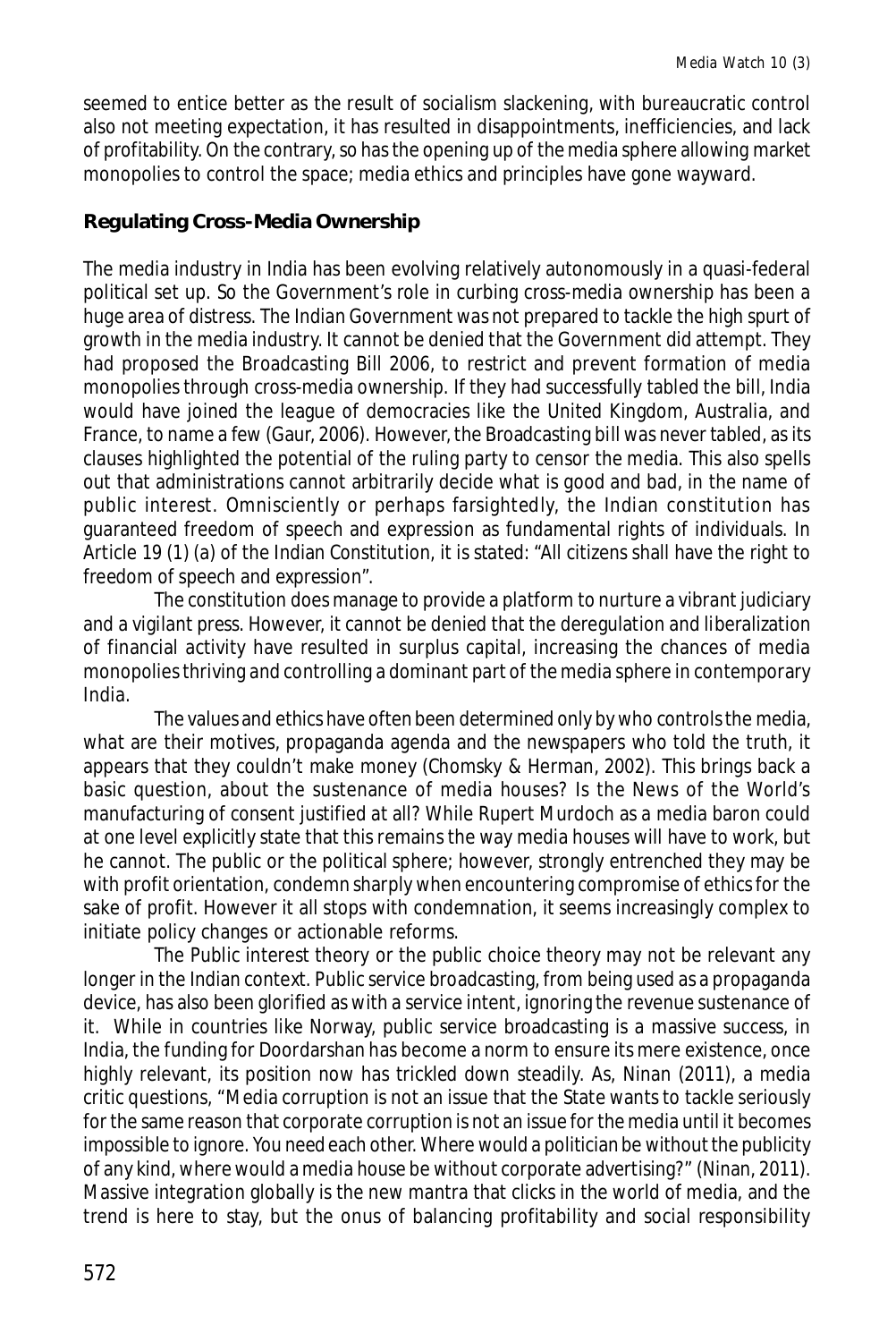seemed to entice better as the result of socialism slackening, with bureaucratic control also not meeting expectation, it has resulted in disappointments, inefficiencies, and lack of profitability. On the contrary, so has the opening up of the media sphere allowing market monopolies to control the space; media ethics and principles have gone wayward.

**Regulating Cross-Media Ownership**

The media industry in India has been evolving relatively autonomously in a quasi-federal political set up. So the Government's role in curbing cross-media ownership has been a huge area of distress. The Indian Government was not prepared to tackle the high spurt of growth in the media industry. It cannot be denied that the Government did attempt. They had proposed the Broadcasting Bill 2006, to restrict and prevent formation of media monopolies through cross-media ownership. If they had successfully tabled the bill, India would have joined the league of democracies like the United Kingdom, Australia, and France, to name a few (Gaur, 2006). However, the Broadcasting bill was never tabled, as its clauses highlighted the potential of the ruling party to censor the media. This also spells out that administrations cannot arbitrarily decide what is good and bad, in the name of public interest. Omnisciently or perhaps farsightedly, the Indian constitution has guaranteed freedom of speech and expression as fundamental rights of individuals. In Article 19 (1) (a) of the Indian Constitution, it is stated: "All citizens shall have the right to freedom of speech and expression".

The constitution does manage to provide a platform to nurture a vibrant judiciary and a vigilant press. However, it cannot be denied that the deregulation and liberalization of financial activity have resulted in surplus capital, increasing the chances of media monopolies thriving and controlling a dominant part of the media sphere in contemporary India.

The values and ethics have often been determined only by who controls the media, what are their motives, propaganda agenda and the newspapers who told the truth, it appears that they couldn't make money (Chomsky & Herman, 2002). This brings back a basic question, about the sustenance of media houses? Is the News of the World's manufacturing of consent justified at all? While Rupert Murdoch as a media baron could at one level explicitly state that this remains the way media houses will have to work, but he cannot. The public or the political sphere; however, strongly entrenched they may be with profit orientation, condemn sharply when encountering compromise of ethics for the sake of profit. However it all stops with condemnation, it seems increasingly complex to initiate policy changes or actionable reforms.

The Public interest theory or the public choice theory may not be relevant any longer in the Indian context. Public service broadcasting, from being used as a propaganda device, has also been glorified as with a service intent, ignoring the revenue sustenance of it. While in countries like Norway, public service broadcasting is a massive success, in India, the funding for Doordarshan has become a norm to ensure its mere existence, once highly relevant, its position now has trickled down steadily. As, Ninan (2011), a media critic questions, "Media corruption is not an issue that the State wants to tackle seriously for the same reason that corporate corruption is not an issue for the media until it becomes impossible to ignore. You need each other. Where would a politician be without the publicity of any kind, where would a media house be without corporate advertising?" (Ninan, 2011). Massive integration globally is the new mantra that clicks in the world of media, and the trend is here to stay, but the onus of balancing profitability and social responsibility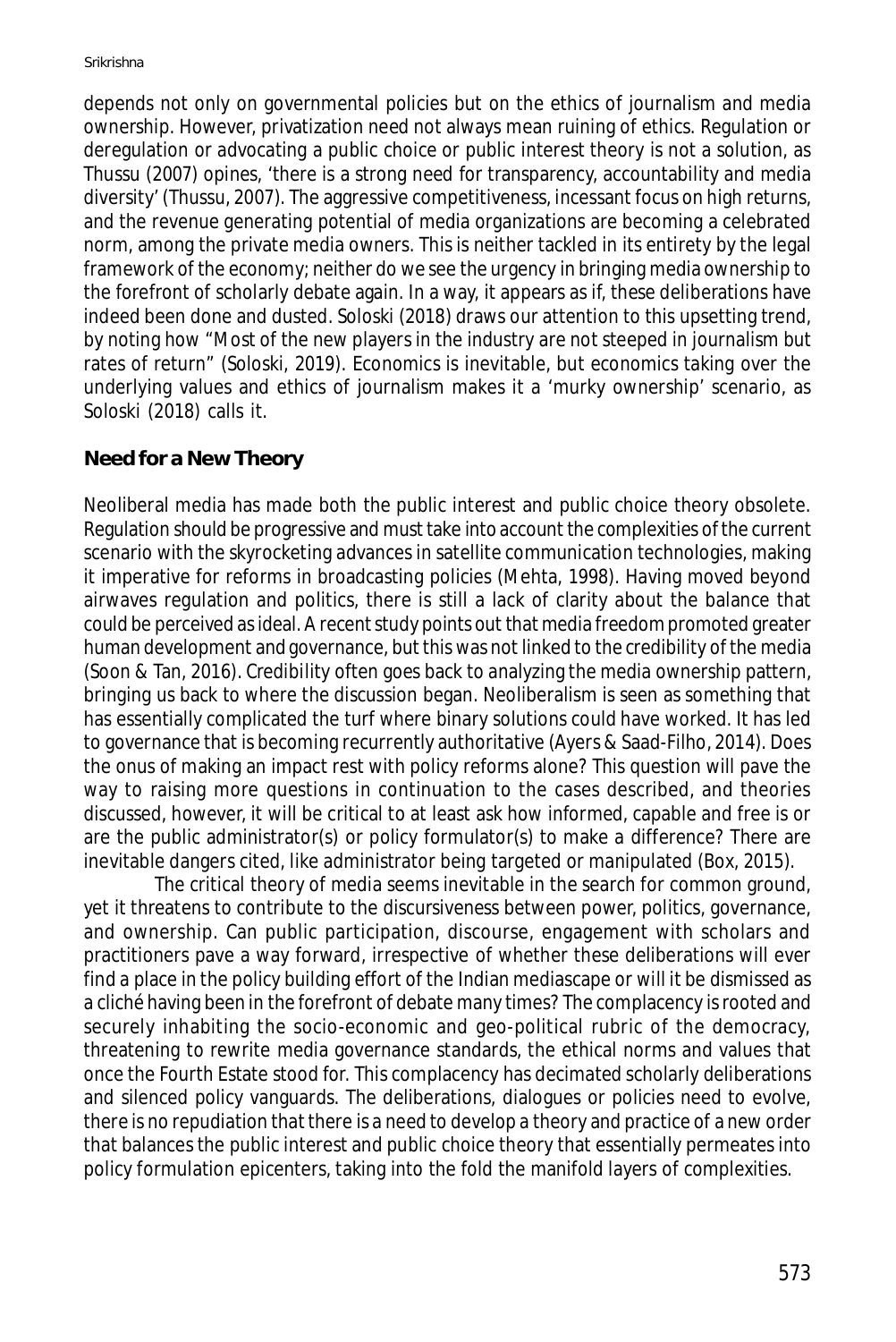depends not only on governmental policies but on the ethics of journalism and media ownership. However, privatization need not always mean ruining of ethics. Regulation or deregulation or advocating a public choice or public interest theory is not a solution, as Thussu (2007) opines, 'there is a strong need for transparency, accountability and media diversity' (Thussu, 2007). The aggressive competitiveness, incessant focus on high returns, and the revenue generating potential of media organizations are becoming a celebrated norm, among the private media owners. This is neither tackled in its entirety by the legal framework of the economy; neither do we see the urgency in bringing media ownership to the forefront of scholarly debate again. In a way, it appears as if, these deliberations have indeed been done and dusted. Soloski (2018) draws our attention to this upsetting trend, by noting how "Most of the new players in the industry are not steeped in journalism but rates of return" (Soloski, 2019). Economics is inevitable, but economics taking over the underlying values and ethics of journalism makes it a 'murky ownership' scenario, as Soloski (2018) calls it.

**Need for a New Theory**

Neoliberal media has made both the public interest and public choice theory obsolete. Regulation should be progressive and must take into account the complexities of the current scenario with the skyrocketing advances in satellite communication technologies, making it imperative for reforms in broadcasting policies (Mehta, 1998). Having moved beyond airwaves regulation and politics, there is still a lack of clarity about the balance that could be perceived as ideal. A recent study points out that media freedom promoted greater human development and governance, but this was not linked to the credibility of the media (Soon & Tan, 2016). Credibility often goes back to analyzing the media ownership pattern, bringing us back to where the discussion began. Neoliberalism is seen as something that has essentially complicated the turf where binary solutions could have worked. It has led to governance that is becoming recurrently authoritative (Ayers & Saad-Filho, 2014). Does the onus of making an impact rest with policy reforms alone? This question will pave the way to raising more questions in continuation to the cases described, and theories discussed, however, it will be critical to at least ask how informed, capable and free is or are the public administrator(s) or policy formulator(s) to make a difference? There are inevitable dangers cited, like administrator being targeted or manipulated (Box, 2015).

The critical theory of media seems inevitable in the search for common ground, yet it threatens to contribute to the discursiveness between power, politics, governance, and ownership. Can public participation, discourse, engagement with scholars and practitioners pave a way forward, irrespective of whether these deliberations will ever find a place in the policy building effort of the Indian mediascape or will it be dismissed as a cliché having been in the forefront of debate many times? The complacency is rooted and securely inhabiting the socio-economic and geo-political rubric of the democracy, threatening to rewrite media governance standards, the ethical norms and values that once the Fourth Estate stood for. This complacency has decimated scholarly deliberations and silenced policy vanguards. The deliberations, dialogues or policies need to evolve, there is no repudiation that there is a need to develop a theory and practice of a new order that balances the public interest and public choice theory that essentially permeates into policy formulation epicenters, taking into the fold the manifold layers of complexities.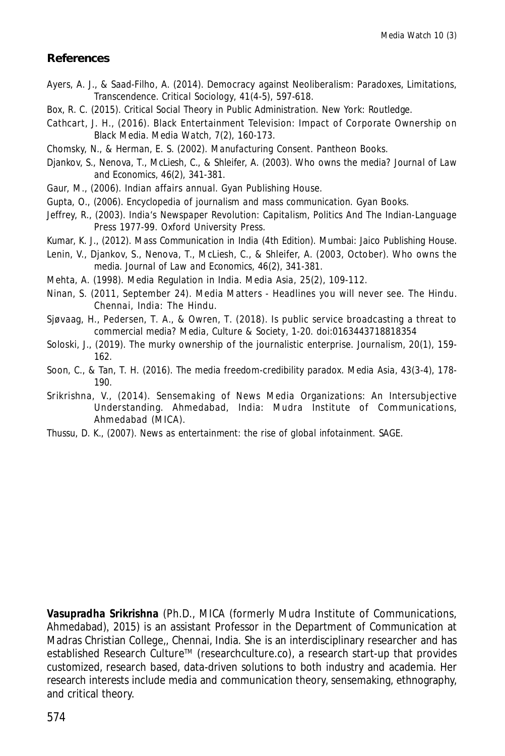## References

Ayers, A. J., & Saad-Filho, A. (2014). Democracy against Neoliberalism: Paradoxes, Limitations, Transcendence. *Critical Sociology, 41*(4-5), 597-618.

Box, R. C. (2015). *Critical Social Theory in Public Administration*. New York: Routledge.

Cathcart, J. H., (2016). Black Entertainment Television: Impact of Corporate Ownership on Black Media. *Media Watch, 7*(2), 160-173.

Chomsky, N., & Herman, E. S. (2002). *Manufacturing Consent*. Pantheon Books.

Djankov, S., Nenova, T., McLiesh, C., & Shleifer, A. (2003). Who owns the media? *Journal of Law and Economics, 46*(2), 341-381.

Gaur, M., (2006). *Indian affairs annual*. Gyan Publishing House.

Gupta, O., (2006). *Encyclopedia of journalism and mass communication*. Gyan Books.

Jeffrey, R., (2003). *India's Newspaper Revolution: Capitalism, Politics And The Indian-Language Press 1977-99*. Oxford University Press.

Kumar, K. J., (2012). *Mass Communication in India (4th Edition)*. Mumbai: Jaico Publishing House.

Lenin, V., Djankov, S., Nenova, T., McLiesh, C., & Shleifer, A. (2003, October). Who owns the media. *Journal of Law and Economics, 46*(2), 341-381.

Mehta, A. (1998). Media Regulation in India. *Media Asia, 25*(2), 109-112.

Ninan, S. (2011, September 24). Media Matters - Headlines you will never see. *The Hindu*. Chennai, India: The Hindu.

Sjøvaag, H., Pedersen, T. A., & Owren, T. (2018). Is public service broadcasting a threat to commercial media? *Media, Culture & Society*, 1-20. doi:0163443718818354

Soloski, J., (2019). The murky ownership of the journalistic enterprise. *Journalism, 20*(1), 159-162.

Soon, C., & Tan, T. H. (2016). The media freedom-credibility paradox. *Media Asia, 43*(3-4), 178-190.

Srikrishna, V., (2014). *Sensemaking of News Media Organizations: An Intersubjective Understanding*. Ahmedabad, India: Mudra Institute of Communications, Ahmedabad (MICA).

Thussu, D. K., (2007). *News as entertainment: the rise of global infotainment*. SAGE.

**Vasupradha Srikrishna** (Ph.D., MICA (formerly Mudra Institute of Communications, Ahmedabad), 2015) is an assistant Professor in the Department of Communication at Madras Christian College,, Chennai, India. She is an interdisciplinary researcher and has established Research Culture™ (researchculture.co), a research start-up that provides customized, research based, data-driven solutions to both industry and academia. Her research interests include media and communication theory, sensemaking, ethnography, and critical theory.